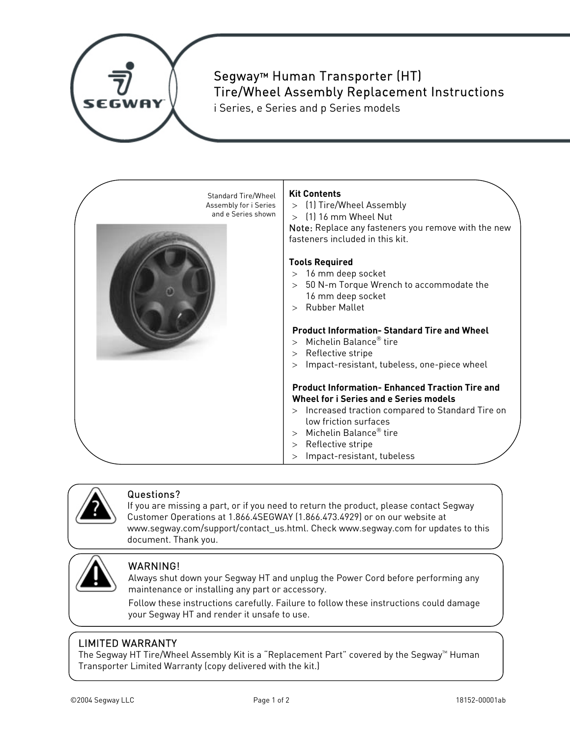# Segway™ Human Transporter (HT) Tire/Wheel Assembly Replacement Instructions

i Series, e Series and p Series models

Standard Tire/Wheel Assembly for i Series and e Series shown

**Kit Contents**

- (1) Tire/Wheel Assembly
- (1) 16 mm Wheel Nut

Note: Replace any fasteners you remove with the new fasteners included in this kit.

**Tools Required**

- 16 mm deep socket
- 50 N-m Torque Wrench to accommodate the 16 mm deep socket
- Rubber Mallet

**Product Information- Standard Tire and Wheel**

- Michelin Balance® tire
- Reflective stripe
- Impact-resistant, tubeless, one-piece wheel

**Product Information- Enhanced Traction Tire and Wheel for i Series and e Series models**

- Increased traction compared to Standard Tire on low friction surfaces
- Michelin Balance® tire
- Reflective stripe
- Impact-resistant, tubeless

## Questions?

If you are missing a part, or if you need to return the product, please contact Segway Customer Operations at 1.866.4SEGWAY (1.866.473.4929) or on our website at www.segway.com/support/contact_us.html. Check www.segway.com for updates to this document. Thank you.

## WARNING!

Always shut down your Segway HT and unplug the Power Cord before performing any maintenance or installing any part or accessory.

Follow these instructions carefully. Failure to follow these instructions could damage your Segway HT and render it unsafe to use.

## LIMITED WARRANTY

The Segway HT Tire/Wheel Assembly Kit is a "Replacement Part" covered by the Segway™ Human Transporter Limited Warranty (copy delivered with the kit.)

©2004 Segway LLC 18152-00001ab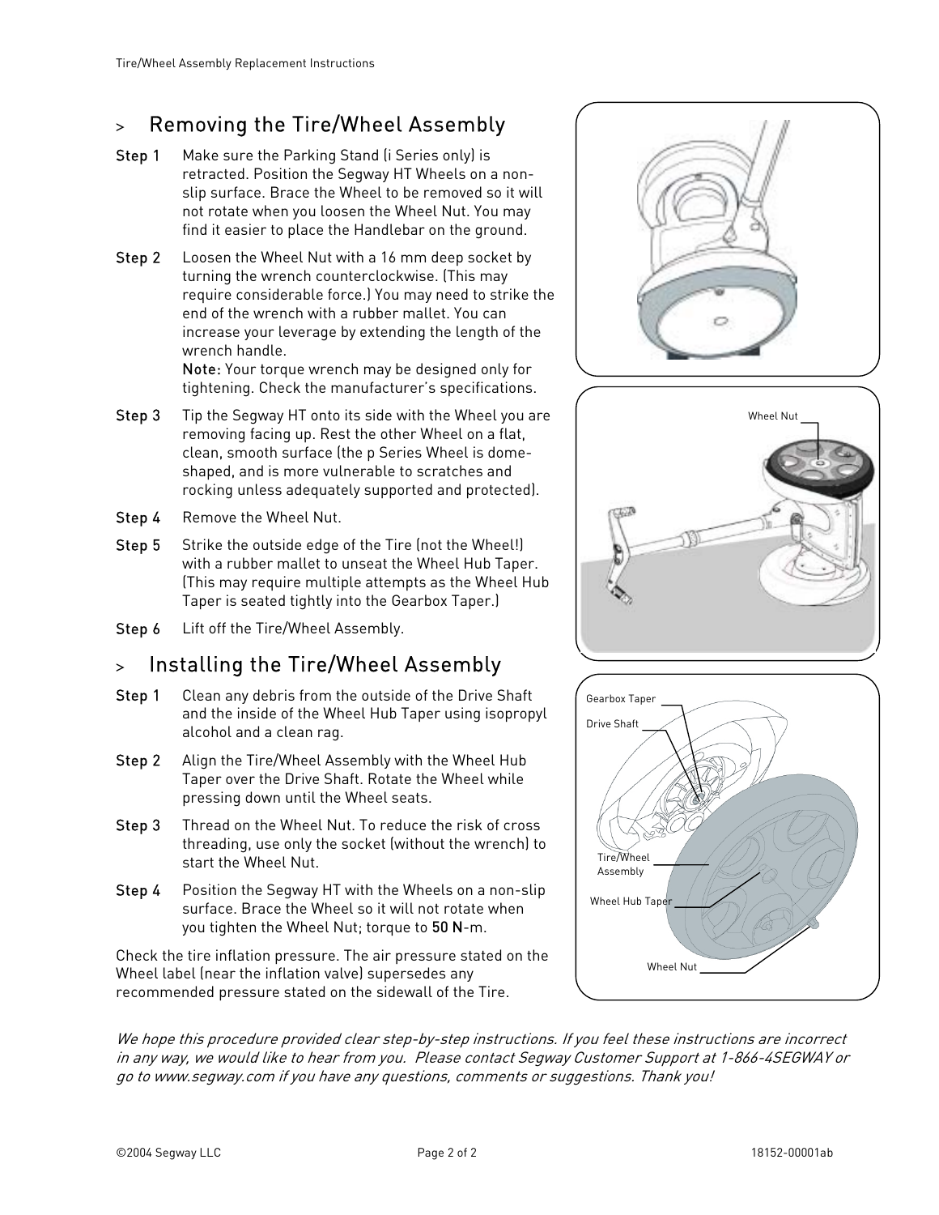## > Removing the Tire/Wheel Assembly

**Step 1** Make sure the Parking Stand (i Series only) is retracted. Position the Segway HT Wheels on a non-slip surface. Brace the Wheel to be removed so it will not rotate when you loosen the Wheel Nut. You may find it easier to place the Handlebar on the ground.

**Step 2** Loosen the Wheel Nut with a 16 mm deep socket by turning the wrench counterclockwise. (This may require considerable force.) You may need to strike the end of the wrench with a rubber mallet. You can increase your leverage by extending the length of the wrench handle.
**Note:** Your torque wrench may be designed only for tightening. Check the manufacturer's specifications.

**Step 3** Tip the Segway HT onto its side with the Wheel you are removing facing up. Rest the other Wheel on a flat, clean, smooth surface (the p Series Wheel is dome-shaped, and is more vulnerable to scratches and rocking unless adequately supported and protected).

**Step 4** Remove the Wheel Nut.

**Step 5** Strike the outside edge of the Tire (not the Wheel!) with a rubber mallet to unseat the Wheel Hub Taper. (This may require multiple attempts as the Wheel Hub Taper is seated tightly into the Gearbox Taper.)

**Step 6** Lift off the Tire/Wheel Assembly.

## > Installing the Tire/Wheel Assembly

**Step 1** Clean any debris from the outside of the Drive Shaft and the inside of the Wheel Hub Taper using isopropyl alcohol and a clean rag.

**Step 2** Align the Tire/Wheel Assembly with the Wheel Hub Taper over the Drive Shaft. Rotate the Wheel while pressing down until the Wheel seats.

**Step 3** Thread on the Wheel Nut. To reduce the risk of cross threading, use only the socket (without the wrench) to start the Wheel Nut.

**Step 4** Position the Segway HT with the Wheels on a non-slip surface. Brace the Wheel so it will not rotate when you tighten the Wheel Nut; torque to **50 N**-m.

Check the tire inflation pressure. The air pressure stated on the Wheel label (near the inflation valve) supersedes any recommended pressure stated on the sidewall of the Tire.

Wheel Nut

Gearbox Taper

Drive Shaft

Tire/Wheel Assembly

Wheel Hub Taper

Wheel Nut

*We hope this procedure provided clear step-by-step instructions. If you feel these instructions are incorrect in any way, we would like to hear from you. Please contact Segway Customer Support at 1-866-4SEGWAY or go to www.segway.com if you have any questions, comments or suggestions. Thank you!*

©2004 Segway LLC 18152-00001ab